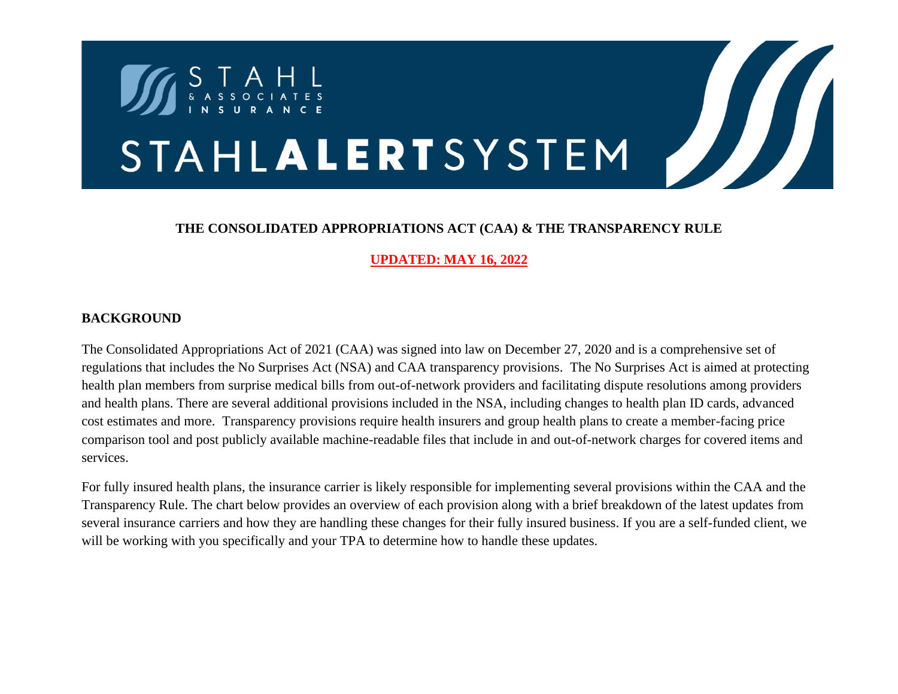# STAHL & ASSOCIATES INSURANCE

# STAHL**ALERT**SYSTEM

## THE CONSOLIDATED APPROPRIATIONS ACT (CAA) & THE TRANSPARENCY RULE

**UPDATED: MAY 16, 2022**

### BACKGROUND

The Consolidated Appropriations Act of 2021 (CAA) was signed into law on December 27, 2020 and is a comprehensive set of regulations that includes the No Surprises Act (NSA) and CAA transparency provisions. The No Surprises Act is aimed at protecting health plan members from surprise medical bills from out-of-network providers and facilitating dispute resolutions among providers and health plans. There are several additional provisions included in the NSA, including changes to health plan ID cards, advanced cost estimates and more. Transparency provisions require health insurers and group health plans to create a member-facing price comparison tool and post publicly available machine-readable files that include in and out-of-network charges for covered items and services.

For fully insured health plans, the insurance carrier is likely responsible for implementing several provisions within the CAA and the Transparency Rule. The chart below provides an overview of each provision along with a brief breakdown of the latest updates from several insurance carriers and how they are handling these changes for their fully insured business. If you are a self-funded client, we will be working with you specifically and your TPA to determine how to handle these updates.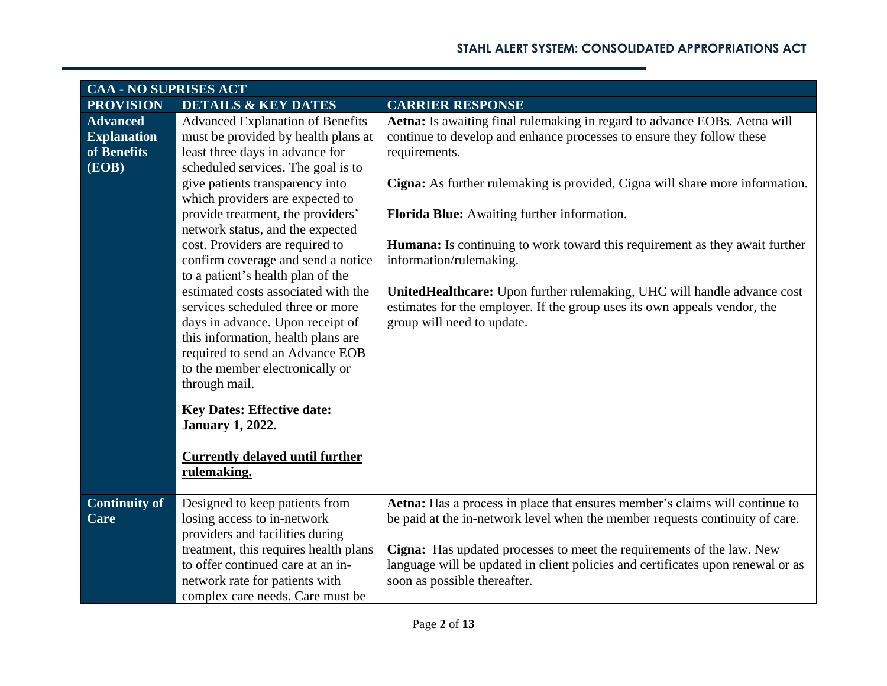| CAA - NO SUPRISES ACT | | |
|---|---|---|
| **PROVISION** | **DETAILS & KEY DATES** | **CARRIER RESPONSE** |
| **Advanced Explanation of Benefits (EOB)** | Advanced Explanation of Benefits must be provided by health plans at least three days in advance for scheduled services. The goal is to give patients transparency into which providers are expected to provide treatment, the providers' network status, and the expected cost. Providers are required to confirm coverage and send a notice to a patient's health plan of the estimated costs associated with the services scheduled three or more days in advance. Upon receipt of this information, health plans are required to send an Advance EOB to the member electronically or through mail.<br><br>**Key Dates: Effective date: January 1, 2022.**<br><br>**<u>Currently delayed until further rulemaking.</u>** | **Aetna:** Is awaiting final rulemaking in regard to advance EOBs. Aetna will continue to develop and enhance processes to ensure they follow these requirements.<br><br>**Cigna:** As further rulemaking is provided, Cigna will share more information.<br><br>**Florida Blue:** Awaiting further information.<br><br>**Humana:** Is continuing to work toward this requirement as they await further information/rulemaking.<br><br>**UnitedHealthcare:** Upon further rulemaking, UHC will handle advance cost estimates for the employer. If the group uses its own appeals vendor, the group will need to update. |
| **Continuity of Care** | Designed to keep patients from losing access to in-network providers and facilities during treatment, this requires health plans to offer continued care at an in-network rate for patients with complex care needs. Care must be | **Aetna:** Has a process in place that ensures member's claims will continue to be paid at the in-network level when the member requests continuity of care.<br><br>**Cigna:** Has updated processes to meet the requirements of the law. New language will be updated in client policies and certificates upon renewal or as soon as possible thereafter. |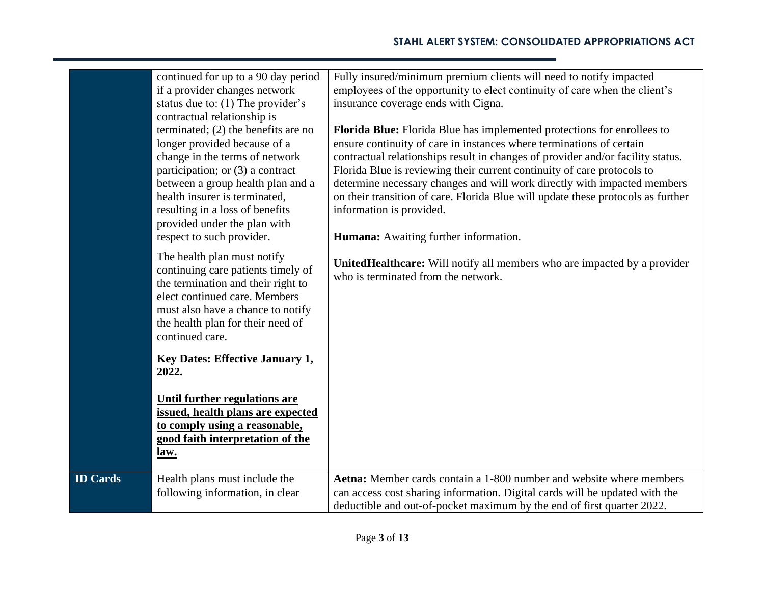| | | |
|---|---|---|
| | continued for up to a 90 day period if a provider changes network status due to: (1) The provider's contractual relationship is terminated; (2) the benefits are no longer provided because of a change in the terms of network participation; or (3) a contract between a group health plan and a health insurer is terminated, resulting in a loss of benefits provided under the plan with respect to such provider.<br><br>The health plan must notify continuing care patients timely of the termination and their right to elect continued care. Members must also have a chance to notify the health plan for their need of continued care.<br><br>**Key Dates: Effective January 1, 2022.**<br><br>**<u>Until further regulations are issued, health plans are expected to comply using a reasonable, good faith interpretation of the law.</u>** | Fully insured/minimum premium clients will need to notify impacted employees of the opportunity to elect continuity of care when the client's insurance coverage ends with Cigna.<br><br>**Florida Blue:** Florida Blue has implemented protections for enrollees to ensure continuity of care in instances where terminations of certain contractual relationships result in changes of provider and/or facility status. Florida Blue is reviewing their current continuity of care protocols to determine necessary changes and will work directly with impacted members on their transition of care. Florida Blue will update these protocols as further information is provided.<br><br>**Humana:** Awaiting further information.<br><br>**UnitedHealthcare:** Will notify all members who are impacted by a provider who is terminated from the network. |
| **ID Cards** | Health plans must include the following information, in clear | **Aetna:** Member cards contain a 1-800 number and website where members can access cost sharing information. Digital cards will be updated with the deductible and out-of-pocket maximum by the end of first quarter 2022. |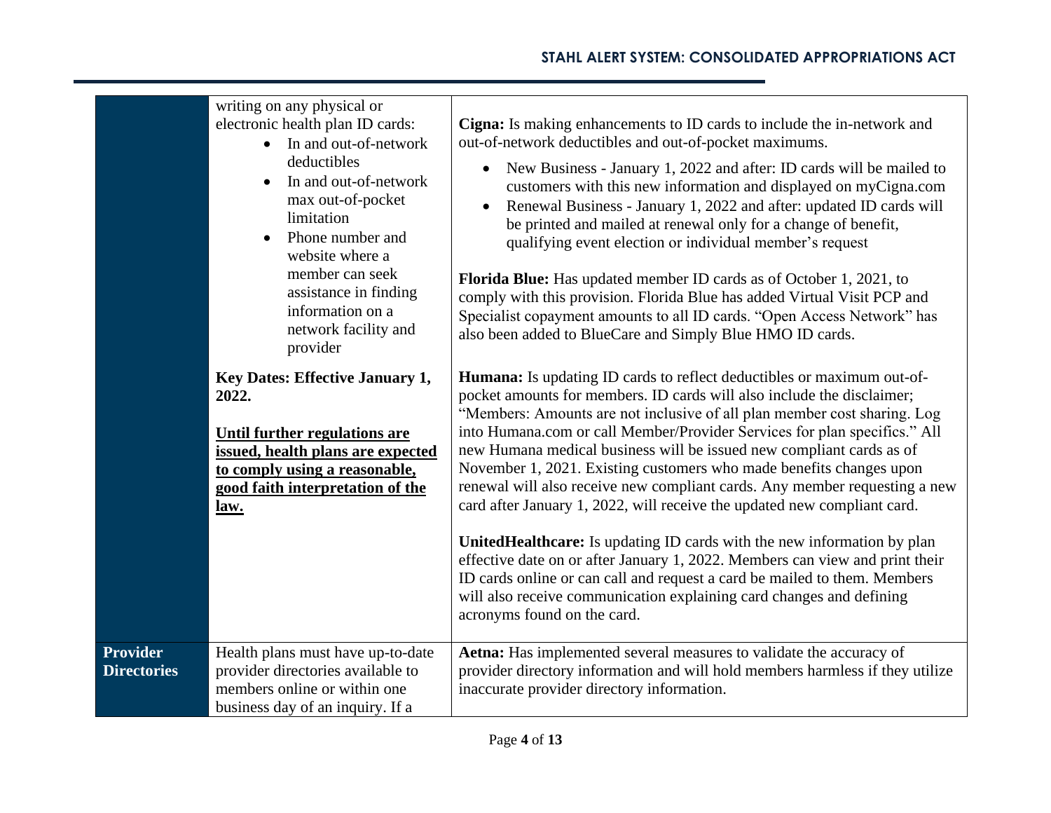| | | |
|---|---|---|
| | writing on any physical or electronic health plan ID cards:<br>• In and out-of-network deductibles<br>• In and out-of-network max out-of-pocket limitation<br>• Phone number and website where a member can seek assistance in finding information on a network facility and provider<br><br>**Key Dates: Effective January 1, 2022.**<br><br>**<u>Until further regulations are issued, health plans are expected to comply using a reasonable, good faith interpretation of the law.</u>** | **Cigna:** Is making enhancements to ID cards to include the in-network and out-of-network deductibles and out-of-pocket maximums.<br>• New Business - January 1, 2022 and after: ID cards will be mailed to customers with this new information and displayed on myCigna.com<br>• Renewal Business - January 1, 2022 and after: updated ID cards will be printed and mailed at renewal only for a change of benefit, qualifying event election or individual member's request<br><br>**Florida Blue:** Has updated member ID cards as of October 1, 2021, to comply with this provision. Florida Blue has added Virtual Visit PCP and Specialist copayment amounts to all ID cards. "Open Access Network" has also been added to BlueCare and Simply Blue HMO ID cards.<br><br>**Humana:** Is updating ID cards to reflect deductibles or maximum out-of-pocket amounts for members. ID cards will also include the disclaimer; "Members: Amounts are not inclusive of all plan member cost sharing. Log into Humana.com or call Member/Provider Services for plan specifics." All new Humana medical business will be issued new compliant cards as of November 1, 2021. Existing customers who made benefits changes upon renewal will also receive new compliant cards. Any member requesting a new card after January 1, 2022, will receive the updated new compliant card.<br><br>**UnitedHealthcare:** Is updating ID cards with the new information by plan effective date on or after January 1, 2022. Members can view and print their ID cards online or can call and request a card be mailed to them. Members will also receive communication explaining card changes and defining acronyms found on the card. |
| **Provider Directories** | Health plans must have up-to-date provider directories available to members online or within one business day of an inquiry. If a | **Aetna:** Has implemented several measures to validate the accuracy of provider directory information and will hold members harmless if they utilize inaccurate provider directory information. |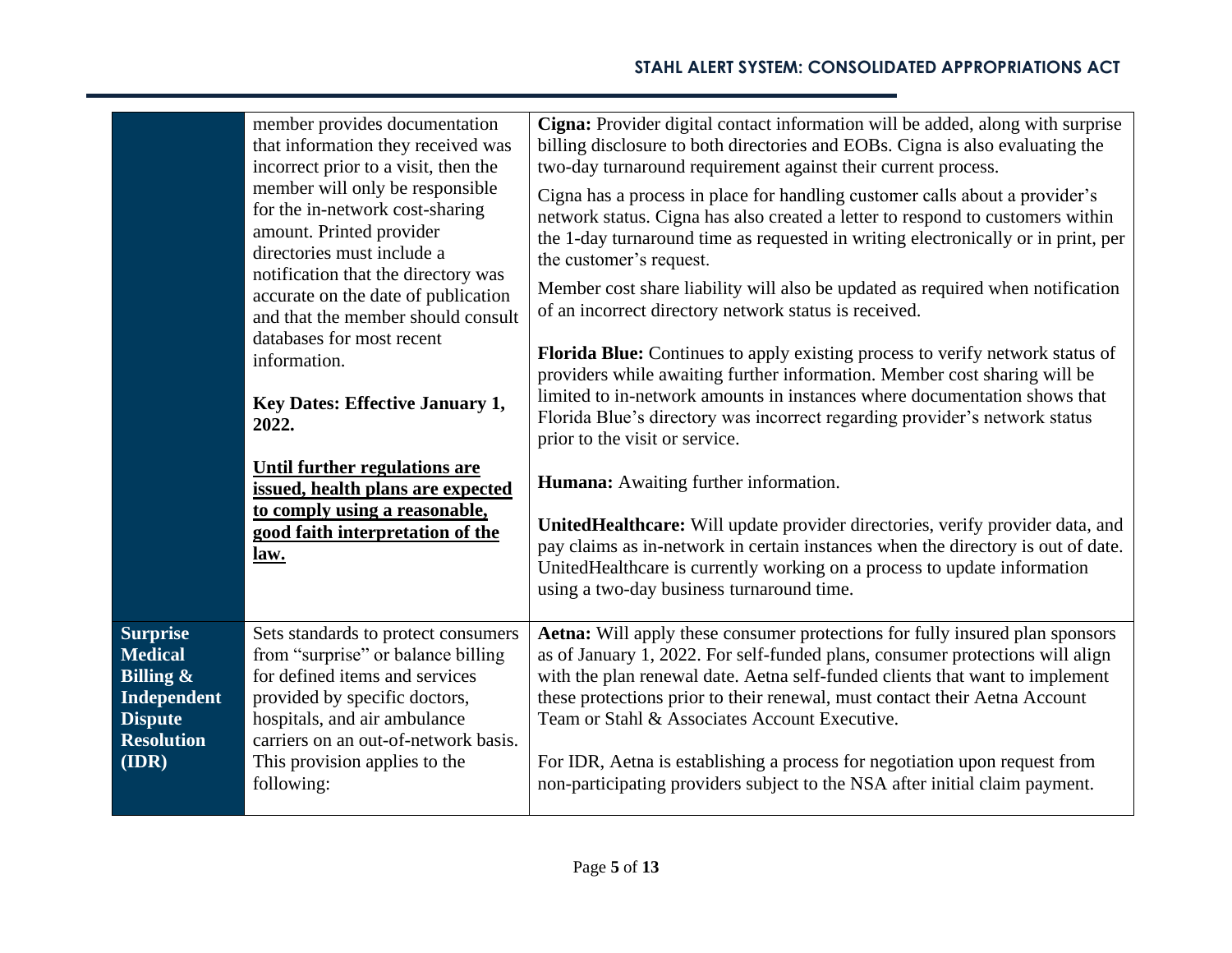| | | |
|---|---|---|
| | member provides documentation that information they received was incorrect prior to a visit, then the member will only be responsible for the in-network cost-sharing amount. Printed provider directories must include a notification that the directory was accurate on the date of publication and that the member should consult databases for most recent information.<br><br>**Key Dates: Effective January 1, 2022.**<br><br>**<u>Until further regulations are issued, health plans are expected to comply using a reasonable, good faith interpretation of the law.</u>** | **Cigna:** Provider digital contact information will be added, along with surprise billing disclosure to both directories and EOBs. Cigna is also evaluating the two-day turnaround requirement against their current process.<br><br>Cigna has a process in place for handling customer calls about a provider's network status. Cigna has also created a letter to respond to customers within the 1-day turnaround time as requested in writing electronically or in print, per the customer's request.<br><br>Member cost share liability will also be updated as required when notification of an incorrect directory network status is received.<br><br>**Florida Blue:** Continues to apply existing process to verify network status of providers while awaiting further information. Member cost sharing will be limited to in-network amounts in instances where documentation shows that Florida Blue's directory was incorrect regarding provider's network status prior to the visit or service.<br><br>**Humana:** Awaiting further information.<br><br>**UnitedHealthcare:** Will update provider directories, verify provider data, and pay claims as in-network in certain instances when the directory is out of date. UnitedHealthcare is currently working on a process to update information using a two-day business turnaround time. |
| **Surprise Medical Billing & Independent Dispute Resolution (IDR)** | Sets standards to protect consumers from "surprise" or balance billing for defined items and services provided by specific doctors, hospitals, and air ambulance carriers on an out-of-network basis. This provision applies to the following: | **Aetna:** Will apply these consumer protections for fully insured plan sponsors as of January 1, 2022. For self-funded plans, consumer protections will align with the plan renewal date. Aetna self-funded clients that want to implement these protections prior to their renewal, must contact their Aetna Account Team or Stahl & Associates Account Executive.<br><br>For IDR, Aetna is establishing a process for negotiation upon request from non-participating providers subject to the NSA after initial claim payment. |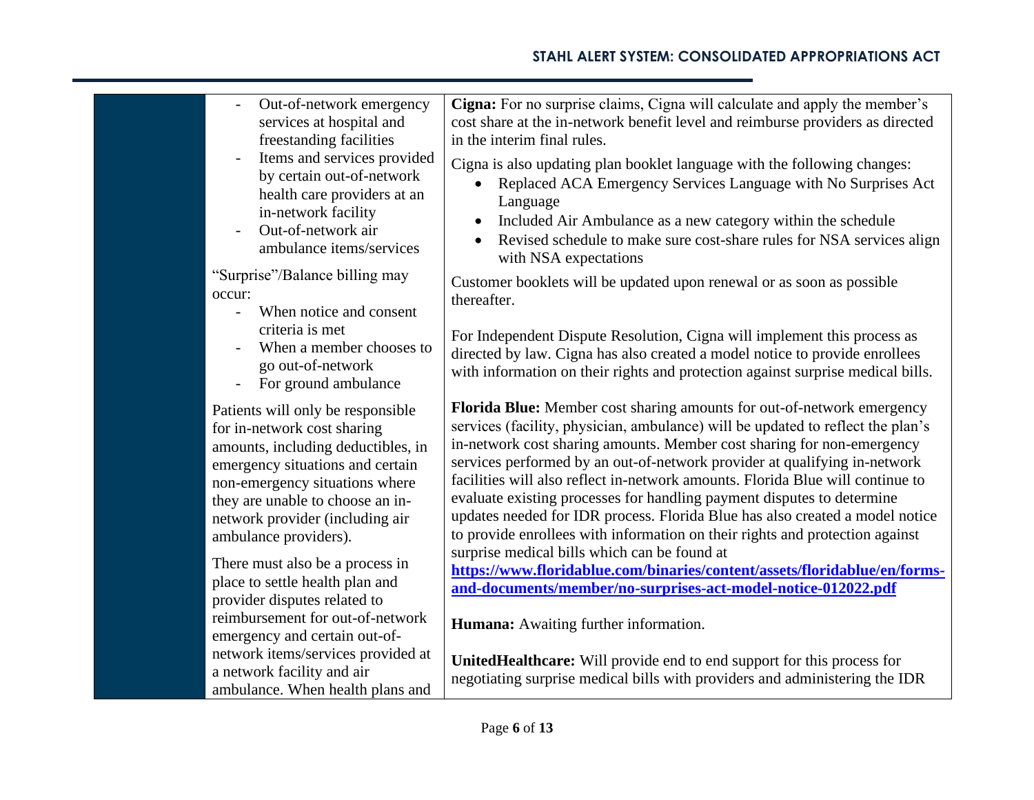| | | |
|---|---|---|
| | - Out-of-network emergency services at hospital and freestanding facilities<br>- Items and services provided by certain out-of-network health care providers at an in-network facility<br>- Out-of-network air ambulance items/services<br><br>"Surprise"/Balance billing may occur:<br>- When notice and consent criteria is met<br>- When a member chooses to go out-of-network<br>- For ground ambulance<br><br>Patients will only be responsible for in-network cost sharing amounts, including deductibles, in emergency situations and certain non-emergency situations where they are unable to choose an in-network provider (including air ambulance providers).<br><br>There must also be a process in place to settle health plan and provider disputes related to reimbursement for out-of-network emergency and certain out-of-network items/services provided at a network facility and air ambulance. When health plans and | **Cigna:** For no surprise claims, Cigna will calculate and apply the member's cost share at the in-network benefit level and reimburse providers as directed in the interim final rules.<br><br>Cigna is also updating plan booklet language with the following changes:<br>• Replaced ACA Emergency Services Language with No Surprises Act Language<br>• Included Air Ambulance as a new category within the schedule<br>• Revised schedule to make sure cost-share rules for NSA services align with NSA expectations<br><br>Customer booklets will be updated upon renewal or as soon as possible thereafter.<br><br>For Independent Dispute Resolution, Cigna will implement this process as directed by law. Cigna has also created a model notice to provide enrollees with information on their rights and protection against surprise medical bills.<br><br>**Florida Blue:** Member cost sharing amounts for out-of-network emergency services (facility, physician, ambulance) will be updated to reflect the plan's in-network cost sharing amounts. Member cost sharing for non-emergency services performed by an out-of-network provider at qualifying in-network facilities will also reflect in-network amounts. Florida Blue will continue to evaluate existing processes for handling payment disputes to determine updates needed for IDR process. Florida Blue has also created a model notice to provide enrollees with information on their rights and protection against surprise medical bills which can be found at **https://www.floridablue.com/binaries/content/assets/floridablue/en/forms-and-documents/member/no-surprises-act-model-notice-012022.pdf**<br><br>**Humana:** Awaiting further information.<br><br>**UnitedHealthcare:** Will provide end to end support for this process for negotiating surprise medical bills with providers and administering the IDR |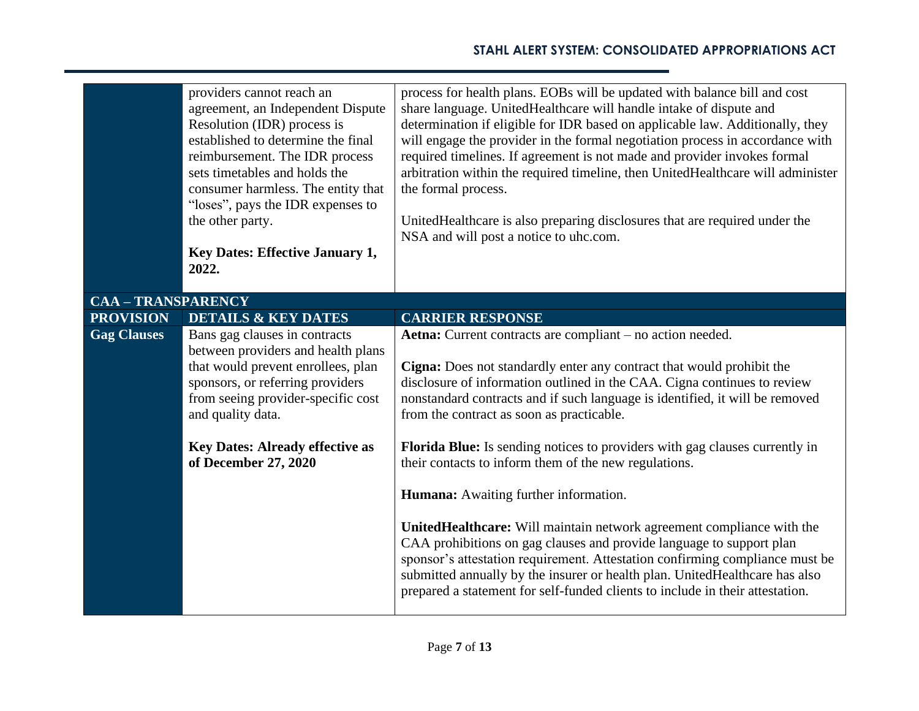| | | |
|---|---|---|
| | providers cannot reach an agreement, an Independent Dispute Resolution (IDR) process is established to determine the final reimbursement. The IDR process sets timetables and holds the consumer harmless. The entity that "loses", pays the IDR expenses to the other party.<br><br>**Key Dates: Effective January 1, 2022.** | process for health plans. EOBs will be updated with balance bill and cost share language. UnitedHealthcare will handle intake of dispute and determination if eligible for IDR based on applicable law. Additionally, they will engage the provider in the formal negotiation process in accordance with required timelines. If agreement is not made and provider invokes formal arbitration within the required timeline, then UnitedHealthcare will administer the formal process.<br><br>UnitedHealthcare is also preparing disclosures that are required under the NSA and will post a notice to uhc.com. |

**CAA – TRANSPARENCY**

| PROVISION | DETAILS & KEY DATES | CARRIER RESPONSE |
|---|---|---|
| **Gag Clauses** | Bans gag clauses in contracts between providers and health plans that would prevent enrollees, plan sponsors, or referring providers from seeing provider-specific cost and quality data.<br><br>**Key Dates: Already effective as of December 27, 2020** | **Aetna:** Current contracts are compliant – no action needed.<br><br>**Cigna:** Does not standardly enter any contract that would prohibit the disclosure of information outlined in the CAA. Cigna continues to review nonstandard contracts and if such language is identified, it will be removed from the contract as soon as practicable.<br><br>**Florida Blue:** Is sending notices to providers with gag clauses currently in their contacts to inform them of the new regulations.<br><br>**Humana:** Awaiting further information.<br><br>**UnitedHealthcare:** Will maintain network agreement compliance with the CAA prohibitions on gag clauses and provide language to support plan sponsor's attestation requirement. Attestation confirming compliance must be submitted annually by the insurer or health plan. UnitedHealthcare has also prepared a statement for self-funded clients to include in their attestation. |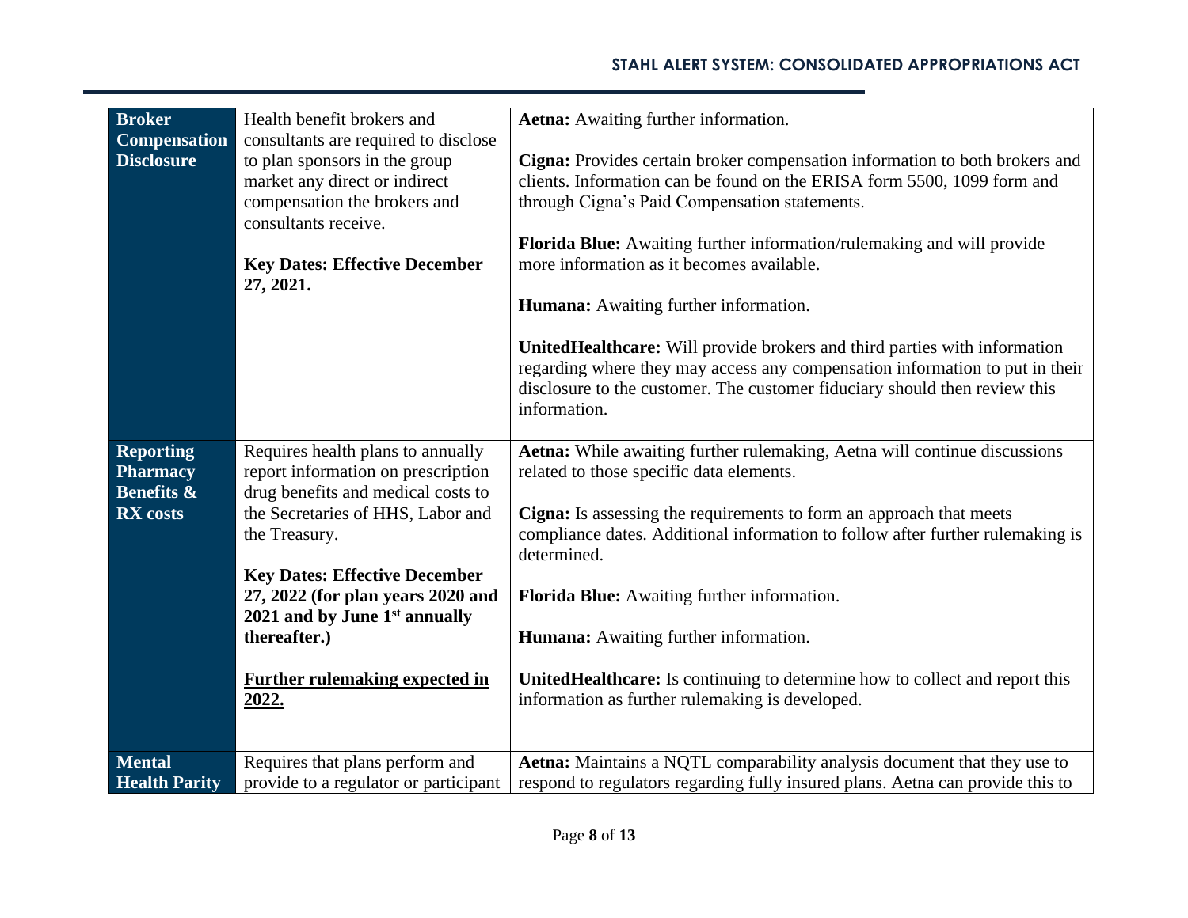| **Broker Compensation Disclosure** | Health benefit brokers and consultants are required to disclose to plan sponsors in the group market any direct or indirect compensation the brokers and consultants receive.<br><br>**Key Dates: Effective December 27, 2021.** | **Aetna:** Awaiting further information.<br><br>**Cigna:** Provides certain broker compensation information to both brokers and clients. Information can be found on the ERISA form 5500, 1099 form and through Cigna's Paid Compensation statements.<br><br>**Florida Blue:** Awaiting further information/rulemaking and will provide more information as it becomes available.<br><br>**Humana:** Awaiting further information.<br><br>**UnitedHealthcare:** Will provide brokers and third parties with information regarding where they may access any compensation information to put in their disclosure to the customer. The customer fiduciary should then review this information. |
|---|---|---|
| **Reporting Pharmacy Benefits & RX costs** | Requires health plans to annually report information on prescription drug benefits and medical costs to the Secretaries of HHS, Labor and the Treasury.<br><br>**Key Dates: Effective December 27, 2022 (for plan years 2020 and 2021 and by June 1st annually thereafter.)**<br><br>**<u>Further rulemaking expected in 2022.</u>** | **Aetna:** While awaiting further rulemaking, Aetna will continue discussions related to those specific data elements.<br><br>**Cigna:** Is assessing the requirements to form an approach that meets compliance dates. Additional information to follow after further rulemaking is determined.<br><br>**Florida Blue:** Awaiting further information.<br><br>**Humana:** Awaiting further information.<br><br>**UnitedHealthcare:** Is continuing to determine how to collect and report this information as further rulemaking is developed. |
| **Mental Health Parity** | Requires that plans perform and provide to a regulator or participant | **Aetna:** Maintains a NQTL comparability analysis document that they use to respond to regulators regarding fully insured plans. Aetna can provide this to |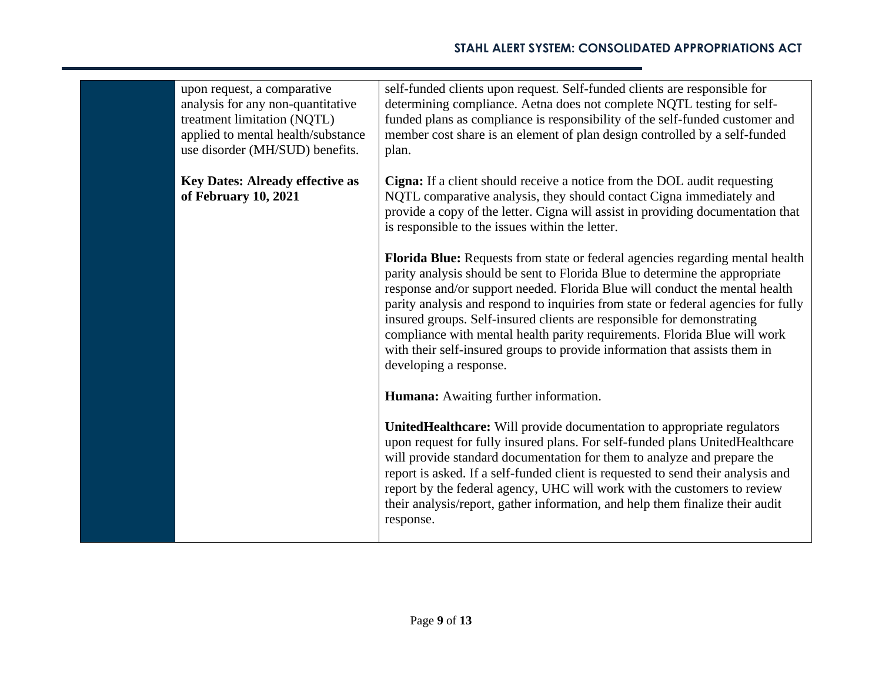| | | |
|---|---|---|
| | upon request, a comparative analysis for any non-quantitative treatment limitation (NQTL) applied to mental health/substance use disorder (MH/SUD) benefits.<br><br>**Key Dates: Already effective as of February 10, 2021** | self-funded clients upon request. Self-funded clients are responsible for determining compliance. Aetna does not complete NQTL testing for self-funded plans as compliance is responsibility of the self-funded customer and member cost share is an element of plan design controlled by a self-funded plan.<br><br>**Cigna:** If a client should receive a notice from the DOL audit requesting NQTL comparative analysis, they should contact Cigna immediately and provide a copy of the letter. Cigna will assist in providing documentation that is responsible to the issues within the letter.<br><br>**Florida Blue:** Requests from state or federal agencies regarding mental health parity analysis should be sent to Florida Blue to determine the appropriate response and/or support needed. Florida Blue will conduct the mental health parity analysis and respond to inquiries from state or federal agencies for fully insured groups. Self-insured clients are responsible for demonstrating compliance with mental health parity requirements. Florida Blue will work with their self-insured groups to provide information that assists them in developing a response.<br><br>**Humana:** Awaiting further information.<br><br>**UnitedHealthcare:** Will provide documentation to appropriate regulators upon request for fully insured plans. For self-funded plans UnitedHealthcare will provide standard documentation for them to analyze and prepare the report is asked. If a self-funded client is requested to send their analysis and report by the federal agency, UHC will work with the customers to review their analysis/report, gather information, and help them finalize their audit response. |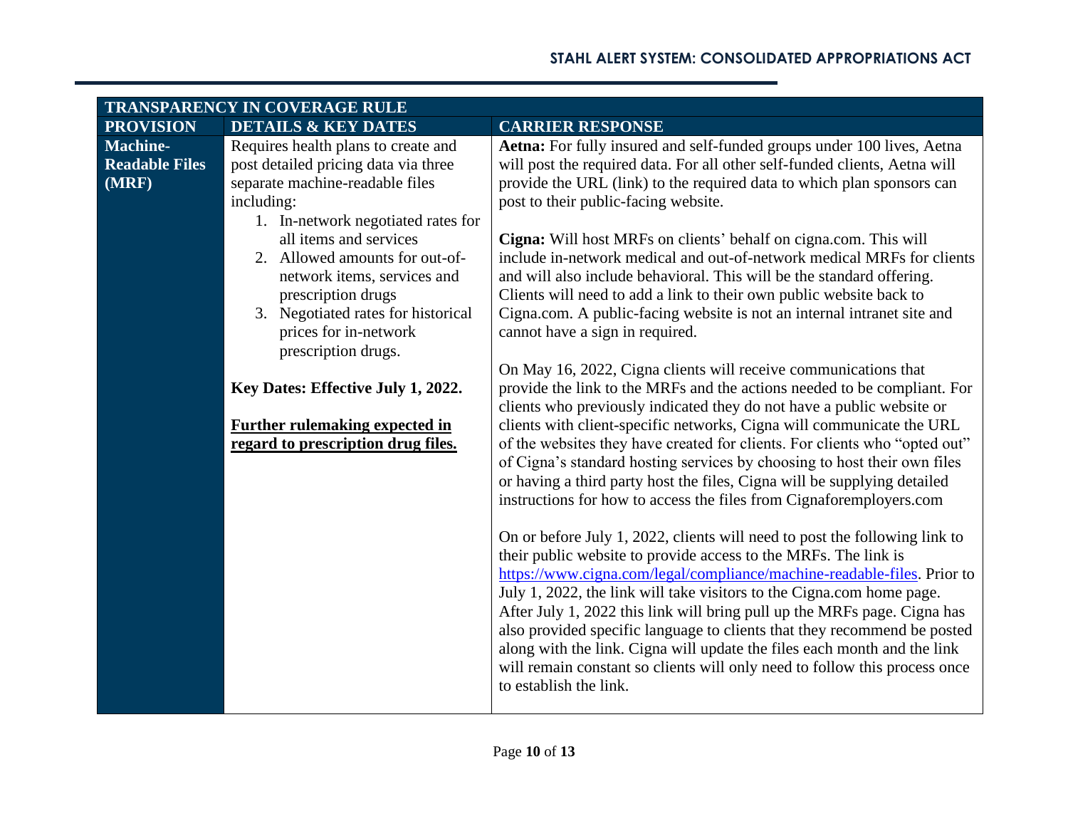| TRANSPARENCY IN COVERAGE RULE | | |
|---|---|---|
| **PROVISION** | **DETAILS & KEY DATES** | **CARRIER RESPONSE** |
| **Machine-Readable Files (MRF)** | Requires health plans to create and post detailed pricing data via three separate machine-readable files including:<br>1. In-network negotiated rates for all items and services<br>2. Allowed amounts for out-of-network items, services and prescription drugs<br>3. Negotiated rates for historical prices for in-network prescription drugs.<br><br>**Key Dates: Effective July 1, 2022.**<br><br>**<u>Further rulemaking expected in regard to prescription drug files.</u>** | **Aetna:** For fully insured and self-funded groups under 100 lives, Aetna will post the required data. For all other self-funded clients, Aetna will provide the URL (link) to the required data to which plan sponsors can post to their public-facing website.<br><br>**Cigna:** Will host MRFs on clients' behalf on cigna.com. This will include in-network medical and out-of-network medical MRFs for clients and will also include behavioral. This will be the standard offering. Clients will need to add a link to their own public website back to Cigna.com. A public-facing website is not an internal intranet site and cannot have a sign in required.<br><br>On May 16, 2022, Cigna clients will receive communications that provide the link to the MRFs and the actions needed to be compliant. For clients who previously indicated they do not have a public website or clients with client-specific networks, Cigna will communicate the URL of the websites they have created for clients. For clients who "opted out" of Cigna's standard hosting services by choosing to host their own files or having a third party host the files, Cigna will be supplying detailed instructions for how to access the files from Cignaforemployers.com<br><br>On or before July 1, 2022, clients will need to post the following link to their public website to provide access to the MRFs. The link is https://www.cigna.com/legal/compliance/machine-readable-files. Prior to July 1, 2022, the link will take visitors to the Cigna.com home page. After July 1, 2022 this link will bring pull up the MRFs page. Cigna has also provided specific language to clients that they recommend be posted along with the link. Cigna will update the files each month and the link will remain constant so clients will only need to follow this process once to establish the link. |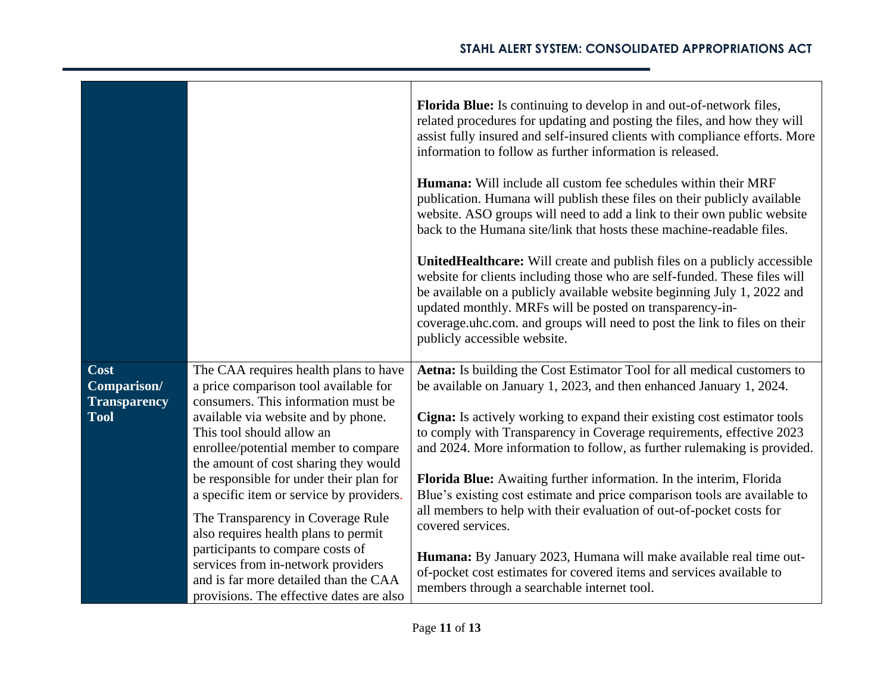| | | |
|---|---|---|
| | | **Florida Blue:** Is continuing to develop in and out-of-network files, related procedures for updating and posting the files, and how they will assist fully insured and self-insured clients with compliance efforts. More information to follow as further information is released.<br><br>**Humana:** Will include all custom fee schedules within their MRF publication. Humana will publish these files on their publicly available website. ASO groups will need to add a link to their own public website back to the Humana site/link that hosts these machine-readable files.<br><br>**UnitedHealthcare:** Will create and publish files on a publicly accessible website for clients including those who are self-funded. These files will be available on a publicly available website beginning July 1, 2022 and updated monthly. MRFs will be posted on transparency-in-coverage.uhc.com. and groups will need to post the link to files on their publicly accessible website. |
| **Cost Comparison/ Transparency Tool** | The CAA requires health plans to have a price comparison tool available for consumers. This information must be available via website and by phone. This tool should allow an enrollee/potential member to compare the amount of cost sharing they would be responsible for under their plan for a specific item or service by providers.<br><br>The Transparency in Coverage Rule also requires health plans to permit participants to compare costs of services from in-network providers and is far more detailed than the CAA provisions. The effective dates are also | **Aetna:** Is building the Cost Estimator Tool for all medical customers to be available on January 1, 2023, and then enhanced January 1, 2024.<br><br>**Cigna:** Is actively working to expand their existing cost estimator tools to comply with Transparency in Coverage requirements, effective 2023 and 2024. More information to follow, as further rulemaking is provided.<br><br>**Florida Blue:** Awaiting further information. In the interim, Florida Blue's existing cost estimate and price comparison tools are available to all members to help with their evaluation of out-of-pocket costs for covered services.<br><br>**Humana:** By January 2023, Humana will make available real time out-of-pocket cost estimates for covered items and services available to members through a searchable internet tool. |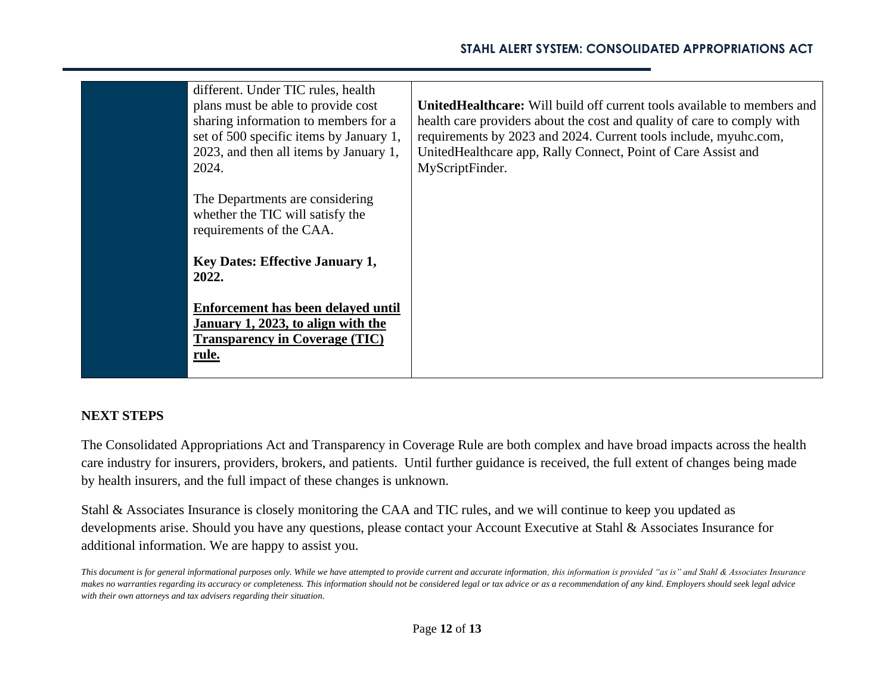| | | |
|---|---|---|
| | different. Under TIC rules, health plans must be able to provide cost sharing information to members for a set of 500 specific items by January 1, 2023, and then all items by January 1, 2024.<br><br>The Departments are considering whether the TIC will satisfy the requirements of the CAA.<br><br>**Key Dates: Effective January 1, 2022.**<br><br>**<u>Enforcement has been delayed until January 1, 2023, to align with the Transparency in Coverage (TIC) rule.</u>** | **UnitedHealthcare:** Will build off current tools available to members and health care providers about the cost and quality of care to comply with requirements by 2023 and 2024. Current tools include, myuhc.com, UnitedHealthcare app, Rally Connect, Point of Care Assist and MyScriptFinder. |

**NEXT STEPS**

The Consolidated Appropriations Act and Transparency in Coverage Rule are both complex and have broad impacts across the health care industry for insurers, providers, brokers, and patients. Until further guidance is received, the full extent of changes being made by health insurers, and the full impact of these changes is unknown.

Stahl & Associates Insurance is closely monitoring the CAA and TIC rules, and we will continue to keep you updated as developments arise. Should you have any questions, please contact your Account Executive at Stahl & Associates Insurance for additional information. We are happy to assist you.

*This document is for general informational purposes only. While we have attempted to provide current and accurate information, this information is provided "as is" and Stahl & Associates Insurance makes no warranties regarding its accuracy or completeness. This information should not be considered legal or tax advice or as a recommendation of any kind. Employers should seek legal advice with their own attorneys and tax advisers regarding their situation.*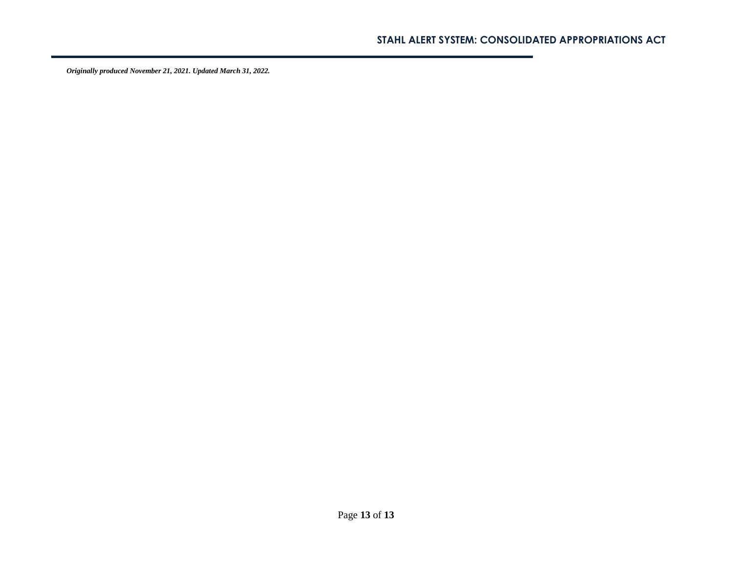*Originally produced November 21, 2021. Updated March 31, 2022.*